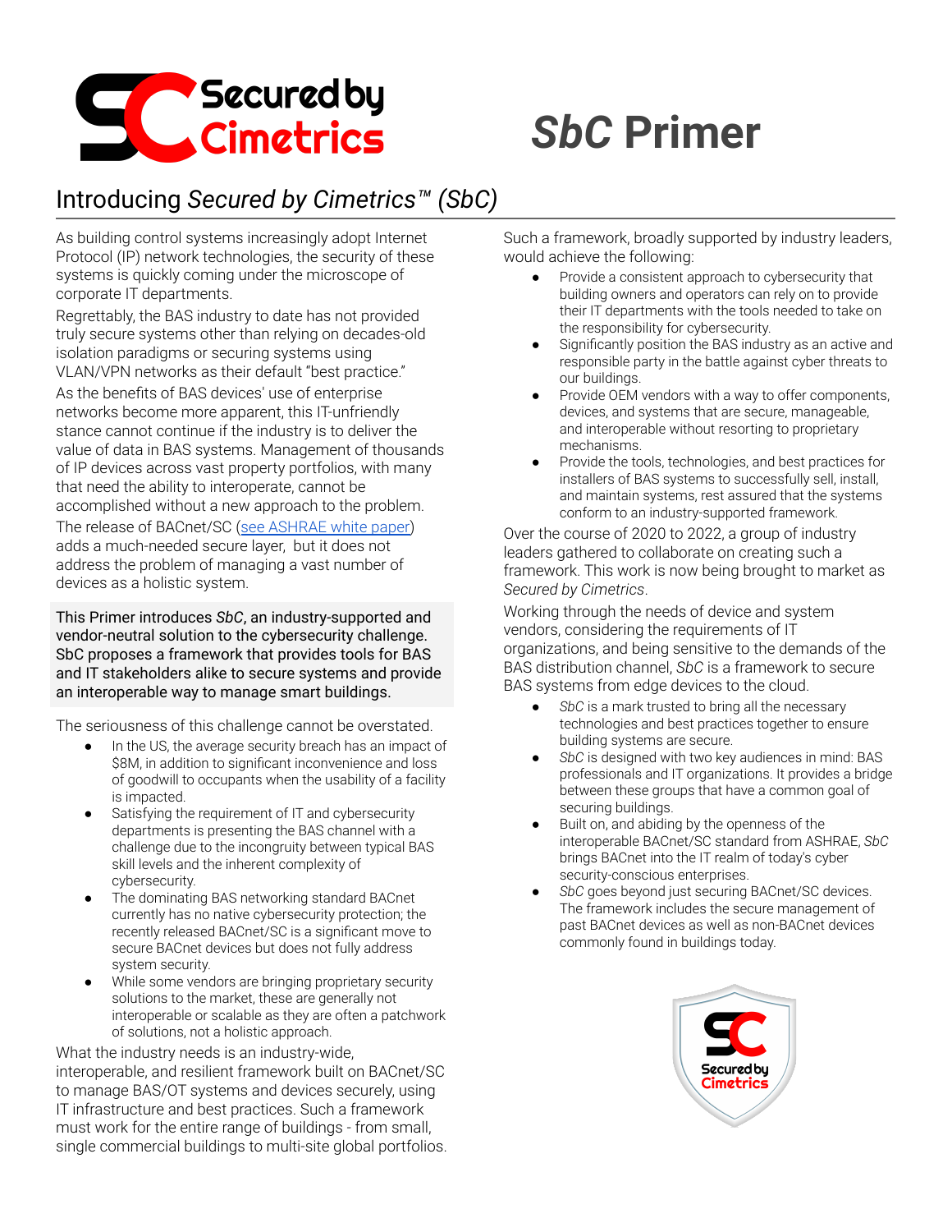# *SbC* Primer

## Introducing *Secured by Cimetrics™ (SbC)*

As building control systems increasingly adopt Internet Protocol (IP) network technologies, the security of these systems is quickly coming under the microscope of corporate IT departments.

Regrettably, the BAS industry to date has not provided truly secure systems other than relying on decades-old isolation paradigms or securing systems using VLAN/VPN networks as their default "best practice."

As the benefits of BAS devices' use of enterprise networks become more apparent, this IT-unfriendly stance cannot continue if the industry is to deliver the value of data in BAS systems. Management of thousands of IP devices across vast property portfolios, with many that need the ability to interoperate, cannot be accomplished without a new approach to the problem.

The release of BACnet/SC (see ASHRAE white paper) adds a much-needed secure layer, but it does not address the problem of managing a vast number of devices as a holistic system.

This Primer introduces *SbC*, an industry-supported and vendor-neutral solution to the cybersecurity challenge. SbC proposes a framework that provides tools for BAS and IT stakeholders alike to secure systems and provide an interoperable way to manage smart buildings.

The seriousness of this challenge cannot be overstated.

- In the US, the average security breach has an impact of $8M, in addition to significant inconvenience and loss of goodwill to occupants when the usability of a facility is impacted.
- Satisfying the requirement of IT and cybersecurity departments is presenting the BAS channel with a challenge due to the incongruity between typical BAS skill levels and the inherent complexity of cybersecurity.
- The dominating BAS networking standard BACnet currently has no native cybersecurity protection; the recently released BACnet/SC is a significant move to secure BACnet devices but does not fully address system security.
- While some vendors are bringing proprietary security solutions to the market, these are generally not interoperable or scalable as they are often a patchwork of solutions, not a holistic approach.

What the industry needs is an industry-wide, interoperable, and resilient framework built on BACnet/SC to manage BAS/OT systems and devices securely, using IT infrastructure and best practices. Such a framework must work for the entire range of buildings - from small, single commercial buildings to multi-site global portfolios.

Such a framework, broadly supported by industry leaders, would achieve the following:

- Provide a consistent approach to cybersecurity that building owners and operators can rely on to provide their IT departments with the tools needed to take on the responsibility for cybersecurity.
- Significantly position the BAS industry as an active and responsible party in the battle against cyber threats to our buildings.
- Provide OEM vendors with a way to offer components, devices, and systems that are secure, manageable, and interoperable without resorting to proprietary mechanisms.
- Provide the tools, technologies, and best practices for installers of BAS systems to successfully sell, install, and maintain systems, rest assured that the systems conform to an industry-supported framework.

Over the course of 2020 to 2022, a group of industry leaders gathered to collaborate on creating such a framework. This work is now being brought to market as *Secured by Cimetrics*.

Working through the needs of device and system vendors, considering the requirements of IT organizations, and being sensitive to the demands of the BAS distribution channel, *SbC* is a framework to secure BAS systems from edge devices to the cloud.

- *SbC* is a mark trusted to bring all the necessary technologies and best practices together to ensure building systems are secure.
- *SbC* is designed with two key audiences in mind: BAS professionals and IT organizations. It provides a bridge between these groups that have a common goal of securing buildings.
- Built on, and abiding by the openness of the interoperable BACnet/SC standard from ASHRAE, *SbC* brings BACnet into the IT realm of today's cyber security-conscious enterprises.
- *SbC* goes beyond just securing BACnet/SC devices. The framework includes the secure management of past BACnet devices as well as non-BACnet devices commonly found in buildings today.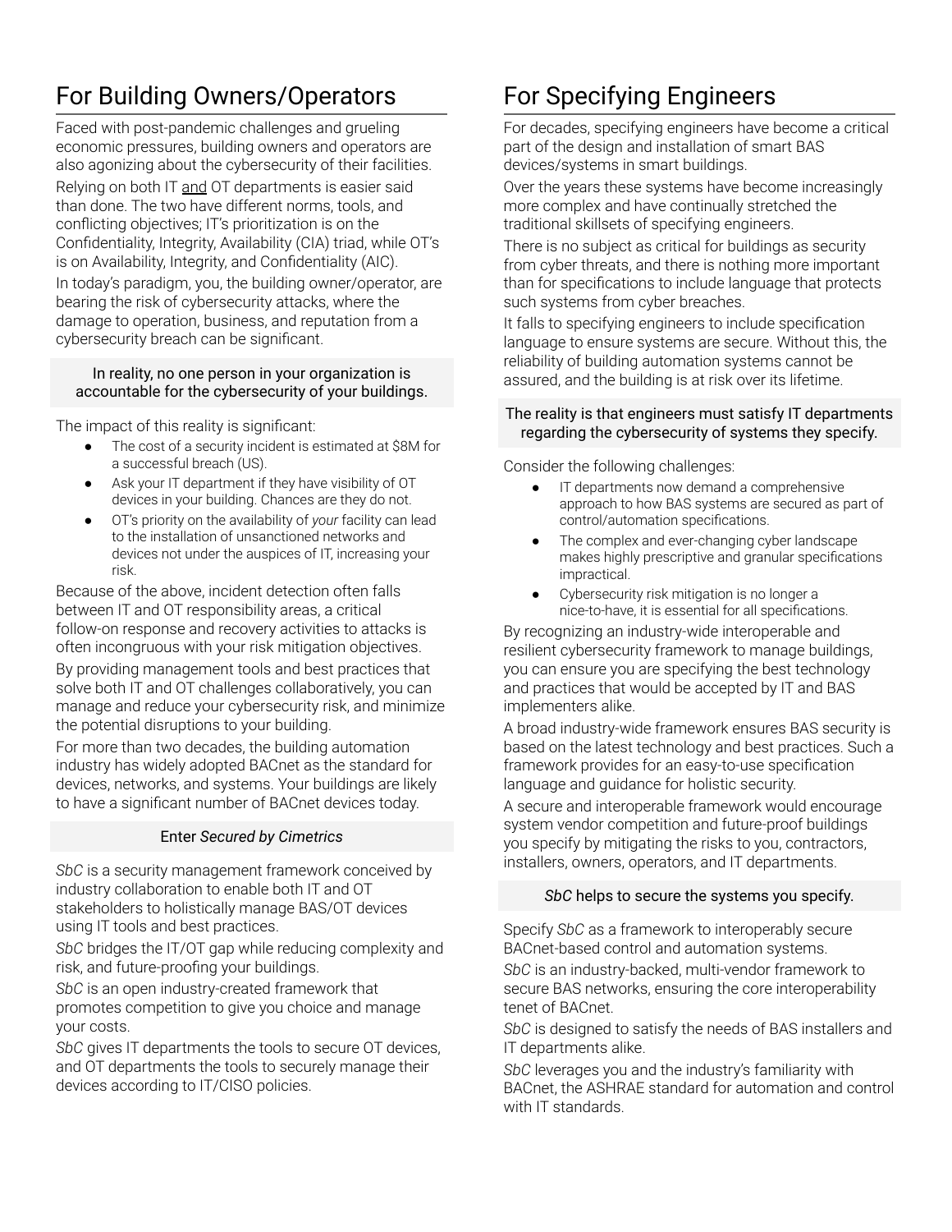## For Building Owners/Operators

Faced with post-pandemic challenges and grueling economic pressures, building owners and operators are also agonizing about the cybersecurity of their facilities.

Relying on both IT and OT departments is easier said than done. The two have different norms, tools, and conflicting objectives; IT's prioritization is on the Confidentiality, Integrity, Availability (CIA) triad, while OT's is on Availability, Integrity, and Confidentiality (AIC).

In today's paradigm, you, the building owner/operator, are bearing the risk of cybersecurity attacks, where the damage to operation, business, and reputation from a cybersecurity breach can be significant.

**In reality, no one person in your organization is accountable for the cybersecurity of your buildings.**

The impact of this reality is significant:

- The cost of a security incident is estimated at $8M for a successful breach (US).
- Ask your IT department if they have visibility of OT devices in your building. Chances are they do not.
- OT's priority on the availability of *your* facility can lead to the installation of unsanctioned networks and devices not under the auspices of IT, increasing your risk.

Because of the above, incident detection often falls between IT and OT responsibility areas, a critical follow-on response and recovery activities to attacks is often incongruous with your risk mitigation objectives.

By providing management tools and best practices that solve both IT and OT challenges collaboratively, you can manage and reduce your cybersecurity risk, and minimize the potential disruptions to your building.

For more than two decades, the building automation industry has widely adopted BACnet as the standard for devices, networks, and systems. Your buildings are likely to have a significant number of BACnet devices today.

**Enter *Secured by Cimetrics***

*SbC* is a security management framework conceived by industry collaboration to enable both IT and OT stakeholders to holistically manage BAS/OT devices using IT tools and best practices.

*SbC* bridges the IT/OT gap while reducing complexity and risk, and future-proofing your buildings.

*SbC* is an open industry-created framework that promotes competition to give you choice and manage your costs.

*SbC* gives IT departments the tools to secure OT devices, and OT departments the tools to securely manage their devices according to IT/CISO policies.

## For Specifying Engineers

For decades, specifying engineers have become a critical part of the design and installation of smart BAS devices/systems in smart buildings.

Over the years these systems have become increasingly more complex and have continually stretched the traditional skillsets of specifying engineers.

There is no subject as critical for buildings as security from cyber threats, and there is nothing more important than for specifications to include language that protects such systems from cyber breaches.

It falls to specifying engineers to include specification language to ensure systems are secure. Without this, the reliability of building automation systems cannot be assured, and the building is at risk over its lifetime.

**The reality is that engineers must satisfy IT departments regarding the cybersecurity of systems they specify.**

Consider the following challenges:

- IT departments now demand a comprehensive approach to how BAS systems are secured as part of control/automation specifications.
- The complex and ever-changing cyber landscape makes highly prescriptive and granular specifications impractical.
- Cybersecurity risk mitigation is no longer a nice-to-have, it is essential for all specifications.

By recognizing an industry-wide interoperable and resilient cybersecurity framework to manage buildings, you can ensure you are specifying the best technology and practices that would be accepted by IT and BAS implementers alike.

A broad industry-wide framework ensures BAS security is based on the latest technology and best practices. Such a framework provides for an easy-to-use specification language and guidance for holistic security.

A secure and interoperable framework would encourage system vendor competition and future-proof buildings you specify by mitigating the risks to you, contractors, installers, owners, operators, and IT departments.

***SbC* helps to secure the systems you specify.**

Specify *SbC* as a framework to interoperably secure BACnet-based control and automation systems.

*SbC* is an industry-backed, multi-vendor framework to secure BAS networks, ensuring the core interoperability tenet of BACnet.

*SbC* is designed to satisfy the needs of BAS installers and IT departments alike.

*SbC* leverages you and the industry's familiarity with BACnet, the ASHRAE standard for automation and control with IT standards.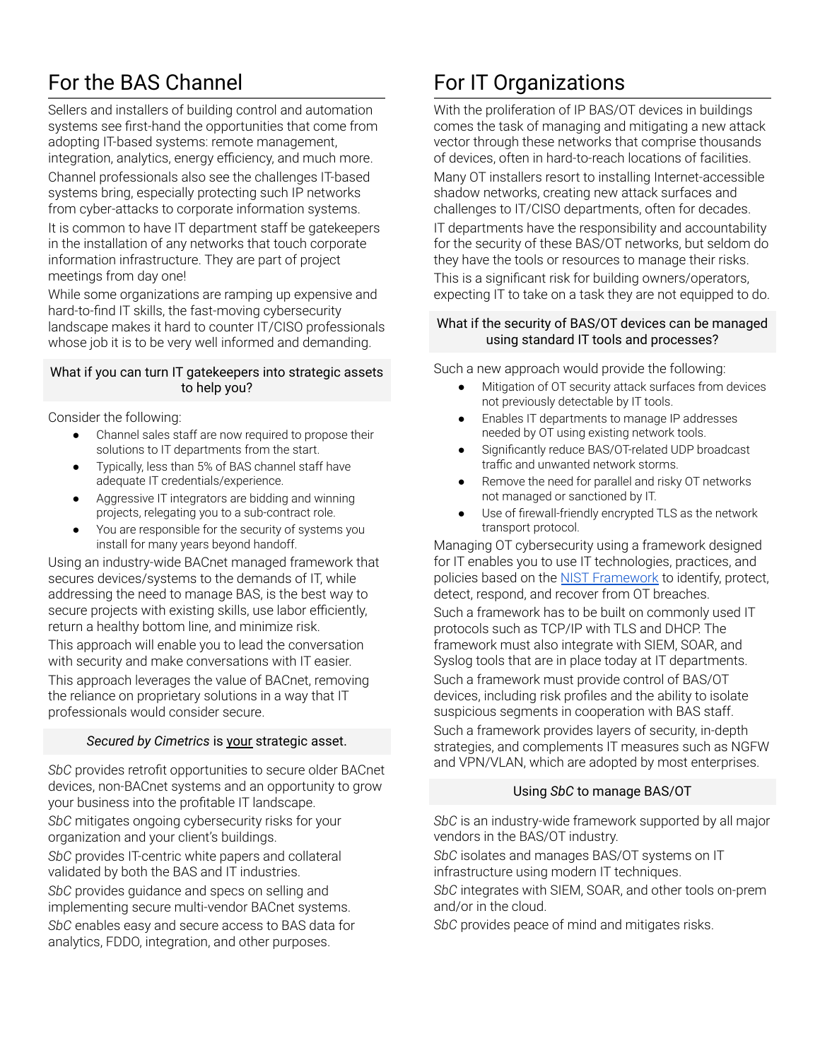## For the BAS Channel

Sellers and installers of building control and automation systems see first-hand the opportunities that come from adopting IT-based systems: remote management, integration, analytics, energy efficiency, and much more.

Channel professionals also see the challenges IT-based systems bring, especially protecting such IP networks from cyber-attacks to corporate information systems.

It is common to have IT department staff be gatekeepers in the installation of any networks that touch corporate information infrastructure. They are part of project meetings from day one!

While some organizations are ramping up expensive and hard-to-find IT skills, the fast-moving cybersecurity landscape makes it hard to counter IT/CISO professionals whose job it is to be very well informed and demanding.

What if you can turn IT gatekeepers into strategic assets to help you?

Consider the following:

- Channel sales staff are now required to propose their solutions to IT departments from the start.
- Typically, less than 5% of BAS channel staff have adequate IT credentials/experience.
- Aggressive IT integrators are bidding and winning projects, relegating you to a sub-contract role.
- You are responsible for the security of systems you install for many years beyond handoff.

Using an industry-wide BACnet managed framework that secures devices/systems to the demands of IT, while addressing the need to manage BAS, is the best way to secure projects with existing skills, use labor efficiently, return a healthy bottom line, and minimize risk.

This approach will enable you to lead the conversation with security and make conversations with IT easier.

This approach leverages the value of BACnet, removing the reliance on proprietary solutions in a way that IT professionals would consider secure.

*Secured by Cimetrics* is <u>your</u> strategic asset.

*SbC* provides retrofit opportunities to secure older BACnet devices, non-BACnet systems and an opportunity to grow your business into the profitable IT landscape.

*SbC* mitigates ongoing cybersecurity risks for your organization and your client's buildings.

*SbC* provides IT-centric white papers and collateral validated by both the BAS and IT industries.

*SbC* provides guidance and specs on selling and implementing secure multi-vendor BACnet systems.

*SbC* enables easy and secure access to BAS data for analytics, FDDO, integration, and other purposes.

## For IT Organizations

With the proliferation of IP BAS/OT devices in buildings comes the task of managing and mitigating a new attack vector through these networks that comprise thousands of devices, often in hard-to-reach locations of facilities.

Many OT installers resort to installing Internet-accessible shadow networks, creating new attack surfaces and challenges to IT/CISO departments, often for decades.

IT departments have the responsibility and accountability for the security of these BAS/OT networks, but seldom do they have the tools or resources to manage their risks.

This is a significant risk for building owners/operators, expecting IT to take on a task they are not equipped to do.

What if the security of BAS/OT devices can be managed using standard IT tools and processes?

Such a new approach would provide the following:

- Mitigation of OT security attack surfaces from devices not previously detectable by IT tools.
- Enables IT departments to manage IP addresses needed by OT using existing network tools.
- Significantly reduce BAS/OT-related UDP broadcast traffic and unwanted network storms.
- Remove the need for parallel and risky OT networks not managed or sanctioned by IT.
- Use of firewall-friendly encrypted TLS as the network transport protocol.

Managing OT cybersecurity using a framework designed for IT enables you to use IT technologies, practices, and policies based on the NIST Framework to identify, protect, detect, respond, and recover from OT breaches.

Such a framework has to be built on commonly used IT protocols such as TCP/IP with TLS and DHCP. The framework must also integrate with SIEM, SOAR, and Syslog tools that are in place today at IT departments.

Such a framework must provide control of BAS/OT devices, including risk profiles and the ability to isolate suspicious segments in cooperation with BAS staff.

Such a framework provides layers of security, in-depth strategies, and complements IT measures such as NGFW and VPN/VLAN, which are adopted by most enterprises.

Using *SbC* to manage BAS/OT

*SbC* is an industry-wide framework supported by all major vendors in the BAS/OT industry.

*SbC* isolates and manages BAS/OT systems on IT infrastructure using modern IT techniques.

*SbC* integrates with SIEM, SOAR, and other tools on-prem and/or in the cloud.

*SbC* provides peace of mind and mitigates risks.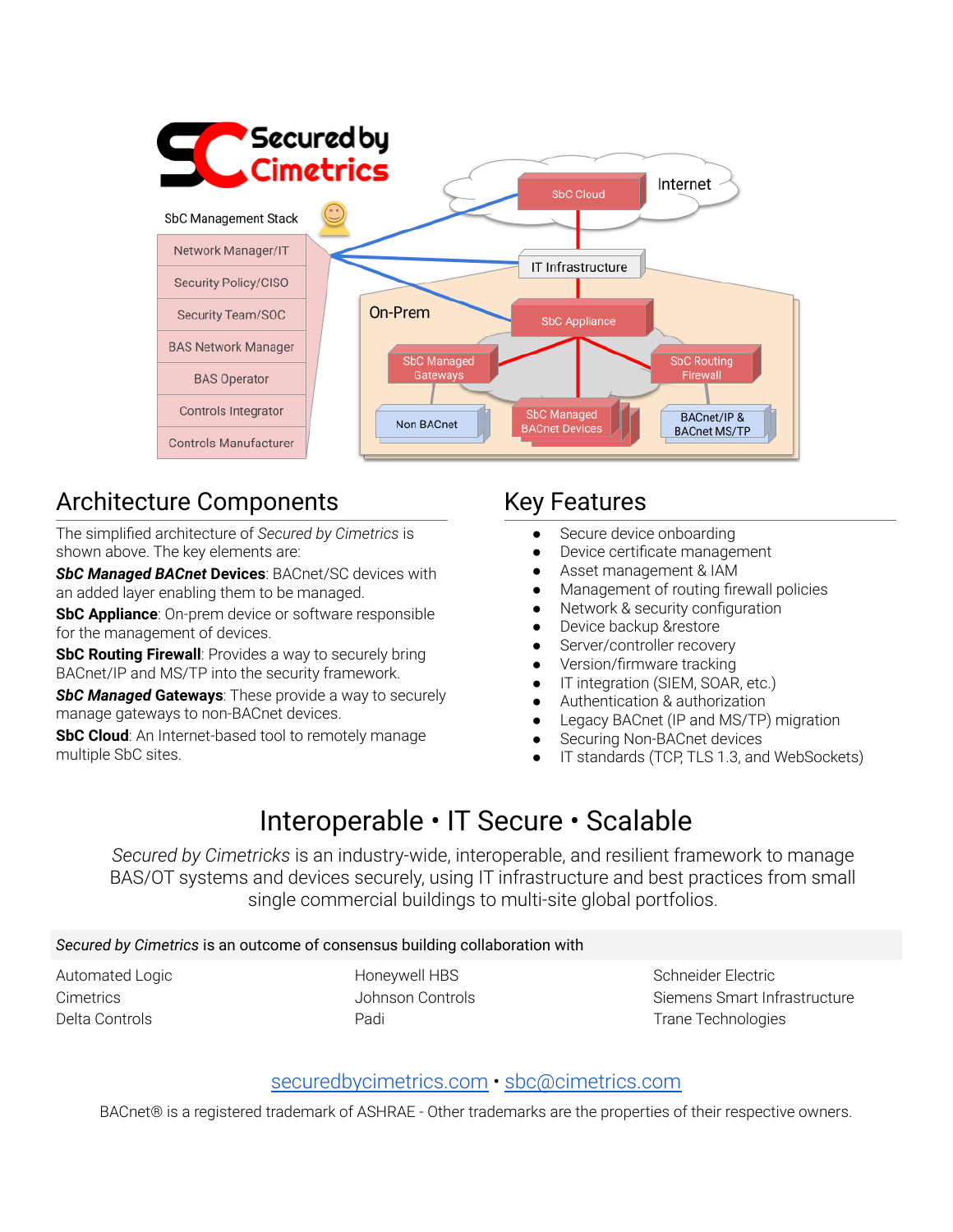Secured by Cimetrics

SbC Management Stack

Network Manager/IT

Security Policy/CISO

Security Team/SOC

BAS Network Manager

BAS Operator

Controls Integrator

Controls Manufacturer

Internet

SbC Cloud

IT Infrastructure

On-Prem

SbC Appliance

SbC Managed Gateways

SbC Routing Firewall

Non BACnet

SbC Managed BACnet Devices

BACnet/IP & BACnet MS/TP

## Architecture Components

The simplified architecture of *Secured by Cimetrics* is shown above. The key elements are:

***SbC Managed* BACnet Devices**: BACnet/SC devices with an added layer enabling them to be managed.

**SbC Appliance**: On-prem device or software responsible for the management of devices.

**SbC Routing Firewall**: Provides a way to securely bring BACnet/IP and MS/TP into the security framework.

***SbC Managed* Gateways**: These provide a way to securely manage gateways to non-BACnet devices.

**SbC Cloud**: An Internet-based tool to remotely manage multiple SbC sites.

## Key Features

- Secure device onboarding
- Device certificate management
- Asset management & IAM
- Management of routing firewall policies
- Network & security configuration
- Device backup &restore
- Server/controller recovery
- Version/firmware tracking
- IT integration (SIEM, SOAR, etc.)
- Authentication & authorization
- Legacy BACnet (IP and MS/TP) migration
- Securing Non-BACnet devices
- IT standards (TCP, TLS 1.3, and WebSockets)

# Interoperable • IT Secure • Scalable

*Secured by Cimetricks* is an industry-wide, interoperable, and resilient framework to manage BAS/OT systems and devices securely, using IT infrastructure and best practices from small single commercial buildings to multi-site global portfolios.

*Secured by Cimetrics* is an outcome of consensus building collaboration with

| | | |
|---|---|---|
| Automated Logic | Honeywell HBS | Schneider Electric |
| Cimetrics | Johnson Controls | Siemens Smart Infrastructure |
| Delta Controls | Padi | Trane Technologies |

securedbycimetrics.com • sbc@cimetrics.com

BACnet® is a registered trademark of ASHRAE - Other trademarks are the properties of their respective owners.